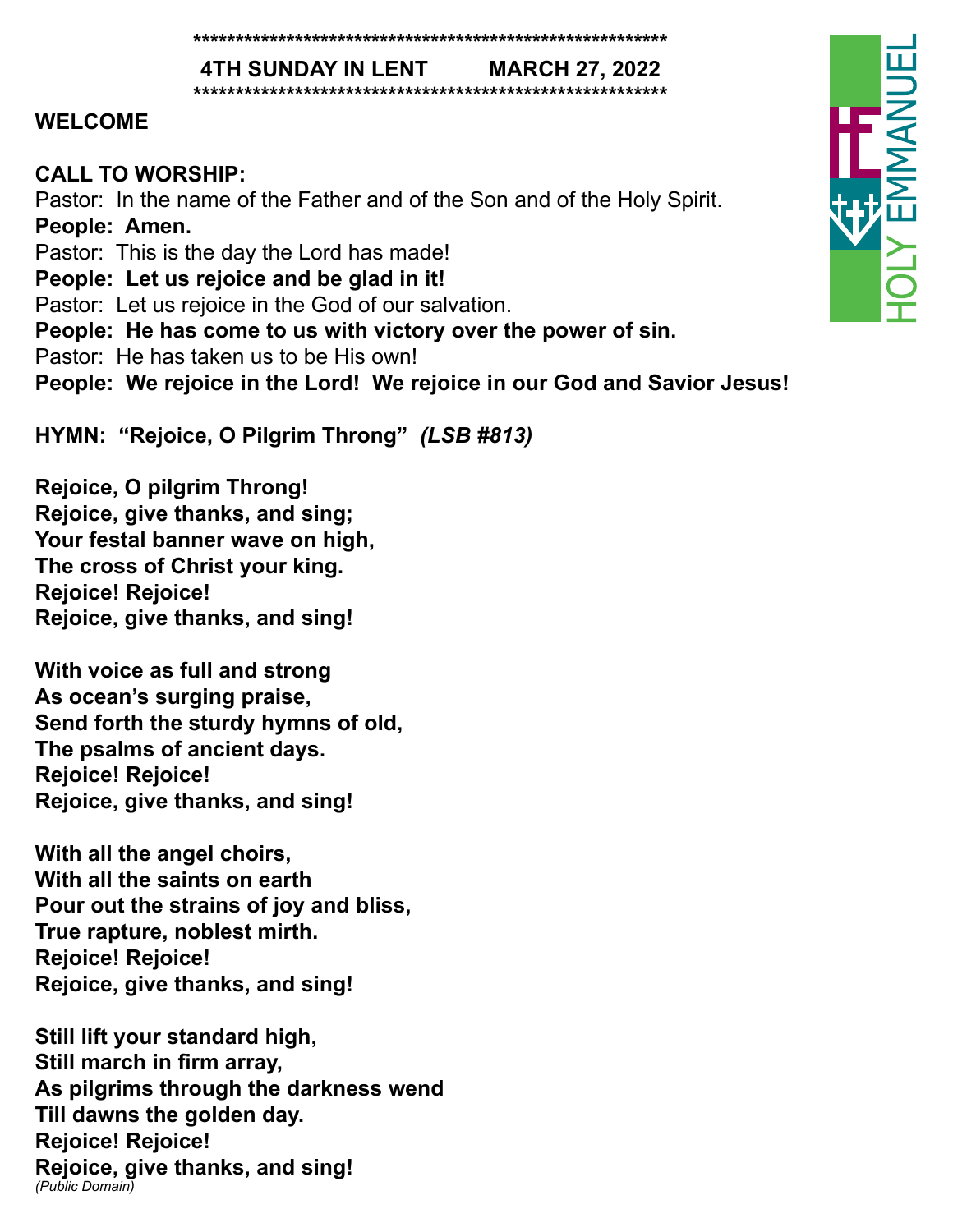*********************************************************

**4TH SUNDAY IN LENT MARCH 27, 2022**

*********************************************************

**WELCOME**

**CALL TO WORSHIP:**

Pastor: In the name of the Father and of the Son and of the Holy Spirit.

**People: Amen.**

Pastor: This is the day the Lord has made!

**People: Let us rejoice and be glad in it!**

Pastor: Let us rejoice in the God of our salvation.

**People: He has come to us with victory over the power of sin.**

Pastor: He has taken us to be His own!

**People: We rejoice in the Lord! We rejoice in our God and Savior Jesus!**

**HYMN: "Rejoice, O Pilgrim Throng"** ***(LSB #813)***

**Rejoice, O pilgrim Throng!**
**Rejoice, give thanks, and sing;**
**Your festal banner wave on high,**
**The cross of Christ your king.**
**Rejoice! Rejoice!**
**Rejoice, give thanks, and sing!**

**With voice as full and strong**
**As ocean's surging praise,**
**Send forth the sturdy hymns of old,**
**The psalms of ancient days.**
**Rejoice! Rejoice!**
**Rejoice, give thanks, and sing!**

**With all the angel choirs,**
**With all the saints on earth**
**Pour out the strains of joy and bliss,**
**True rapture, noblest mirth.**
**Rejoice! Rejoice!**
**Rejoice, give thanks, and sing!**

**Still lift your standard high,**
**Still march in firm array,**
**As pilgrims through the darkness wend**
**Till dawns the golden day.**
**Rejoice! Rejoice!**
**Rejoice, give thanks, and sing!**

*(Public Domain)*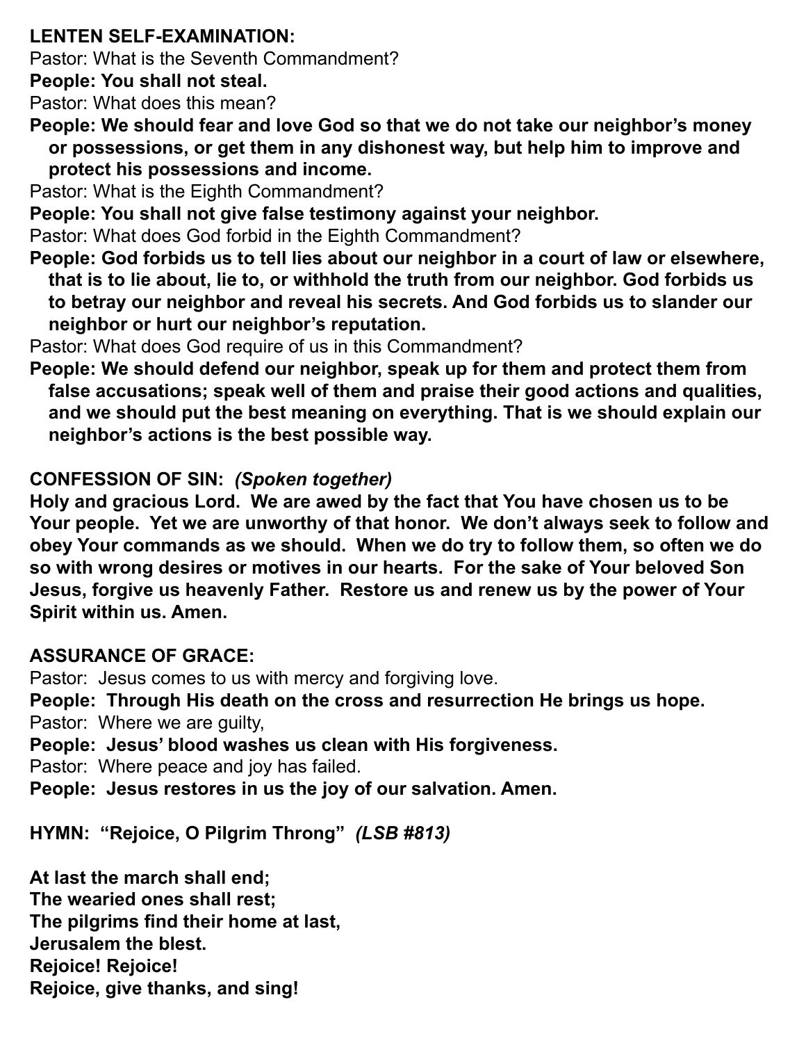**LENTEN SELF-EXAMINATION:**

Pastor: What is the Seventh Commandment?

**People: You shall not steal.**

Pastor: What does this mean?

**People: We should fear and love God so that we do not take our neighbor's money or possessions, or get them in any dishonest way, but help him to improve and protect his possessions and income.**

Pastor: What is the Eighth Commandment?

**People: You shall not give false testimony against your neighbor.**

Pastor: What does God forbid in the Eighth Commandment?

**People: God forbids us to tell lies about our neighbor in a court of law or elsewhere, that is to lie about, lie to, or withhold the truth from our neighbor. God forbids us to betray our neighbor and reveal his secrets. And God forbids us to slander our neighbor or hurt our neighbor's reputation.**

Pastor: What does God require of us in this Commandment?

**People: We should defend our neighbor, speak up for them and protect them from false accusations; speak well of them and praise their good actions and qualities, and we should put the best meaning on everything. That is we should explain our neighbor's actions is the best possible way.**

**CONFESSION OF SIN:** ***(Spoken together)***

**Holy and gracious Lord. We are awed by the fact that You have chosen us to be Your people. Yet we are unworthy of that honor. We don't always seek to follow and obey Your commands as we should. When we do try to follow them, so often we do so with wrong desires or motives in our hearts. For the sake of Your beloved Son Jesus, forgive us heavenly Father. Restore us and renew us by the power of Your Spirit within us. Amen.**

**ASSURANCE OF GRACE:**

Pastor: Jesus comes to us with mercy and forgiving love.

**People: Through His death on the cross and resurrection He brings us hope.**

Pastor: Where we are guilty,

**People: Jesus' blood washes us clean with His forgiveness.**

Pastor: Where peace and joy has failed.

**People: Jesus restores in us the joy of our salvation. Amen.**

**HYMN: "Rejoice, O Pilgrim Throng"** ***(LSB #813)***

**At last the march shall end;**
**The wearied ones shall rest;**
**The pilgrims find their home at last,**
**Jerusalem the blest.**
**Rejoice! Rejoice!**
**Rejoice, give thanks, and sing!**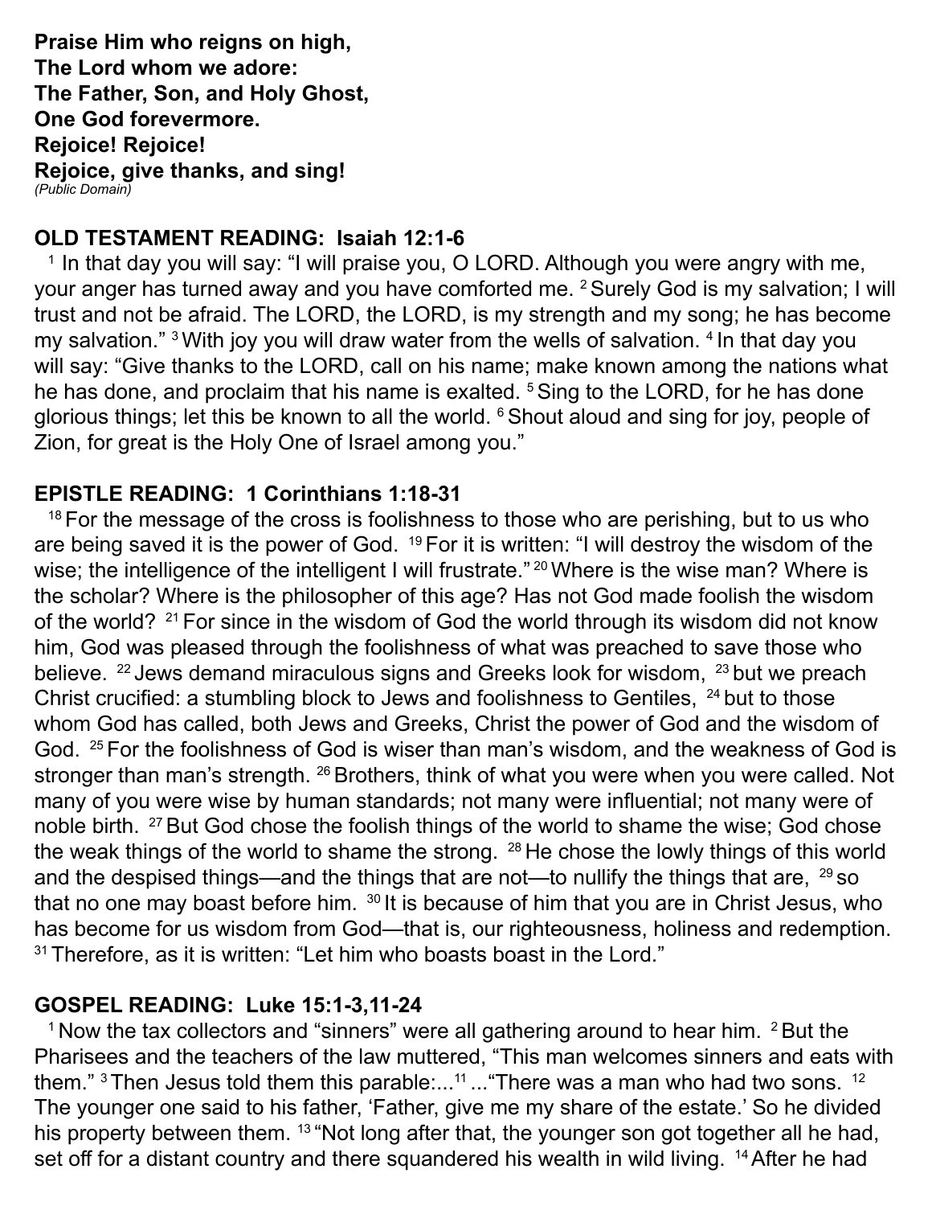**Praise Him who reigns on high,**
**The Lord whom we adore:**
**The Father, Son, and Holy Ghost,**
**One God forevermore.**
**Rejoice! Rejoice!**
**Rejoice, give thanks, and sing!**
*(Public Domain)*

## OLD TESTAMENT READING: Isaiah 12:1-6

[1] In that day you will say: "I will praise you, O LORD. Although you were angry with me, your anger has turned away and you have comforted me. [2] Surely God is my salvation; I will trust and not be afraid. The LORD, the LORD, is my strength and my song; he has become my salvation." [3] With joy you will draw water from the wells of salvation. [4] In that day you will say: "Give thanks to the LORD, call on his name; make known among the nations what he has done, and proclaim that his name is exalted. [5] Sing to the LORD, for he has done glorious things; let this be known to all the world. [6] Shout aloud and sing for joy, people of Zion, for great is the Holy One of Israel among you."

## EPISTLE READING: 1 Corinthians 1:18-31

[18] For the message of the cross is foolishness to those who are perishing, but to us who are being saved it is the power of God. [19] For it is written: "I will destroy the wisdom of the wise; the intelligence of the intelligent I will frustrate." [20] Where is the wise man? Where is the scholar? Where is the philosopher of this age? Has not God made foolish the wisdom of the world? [21] For since in the wisdom of God the world through its wisdom did not know him, God was pleased through the foolishness of what was preached to save those who believe. [22] Jews demand miraculous signs and Greeks look for wisdom, [23] but we preach Christ crucified: a stumbling block to Jews and foolishness to Gentiles, [24] but to those whom God has called, both Jews and Greeks, Christ the power of God and the wisdom of God. [25] For the foolishness of God is wiser than man's wisdom, and the weakness of God is stronger than man's strength. [26] Brothers, think of what you were when you were called. Not many of you were wise by human standards; not many were influential; not many were of noble birth. [27] But God chose the foolish things of the world to shame the wise; God chose the weak things of the world to shame the strong. [28] He chose the lowly things of this world and the despised things—and the things that are not—to nullify the things that are, [29] so that no one may boast before him. [30] It is because of him that you are in Christ Jesus, who has become for us wisdom from God—that is, our righteousness, holiness and redemption. [31] Therefore, as it is written: "Let him who boasts boast in the Lord."

## GOSPEL READING: Luke 15:1-3,11-24

[1] Now the tax collectors and "sinners" were all gathering around to hear him. [2] But the Pharisees and the teachers of the law muttered, "This man welcomes sinners and eats with them." [3] Then Jesus told them this parable:...[11] ..."There was a man who had two sons. [12] The younger one said to his father, 'Father, give me my share of the estate.' So he divided his property between them. [13] "Not long after that, the younger son got together all he had, set off for a distant country and there squandered his wealth in wild living. [14] After he had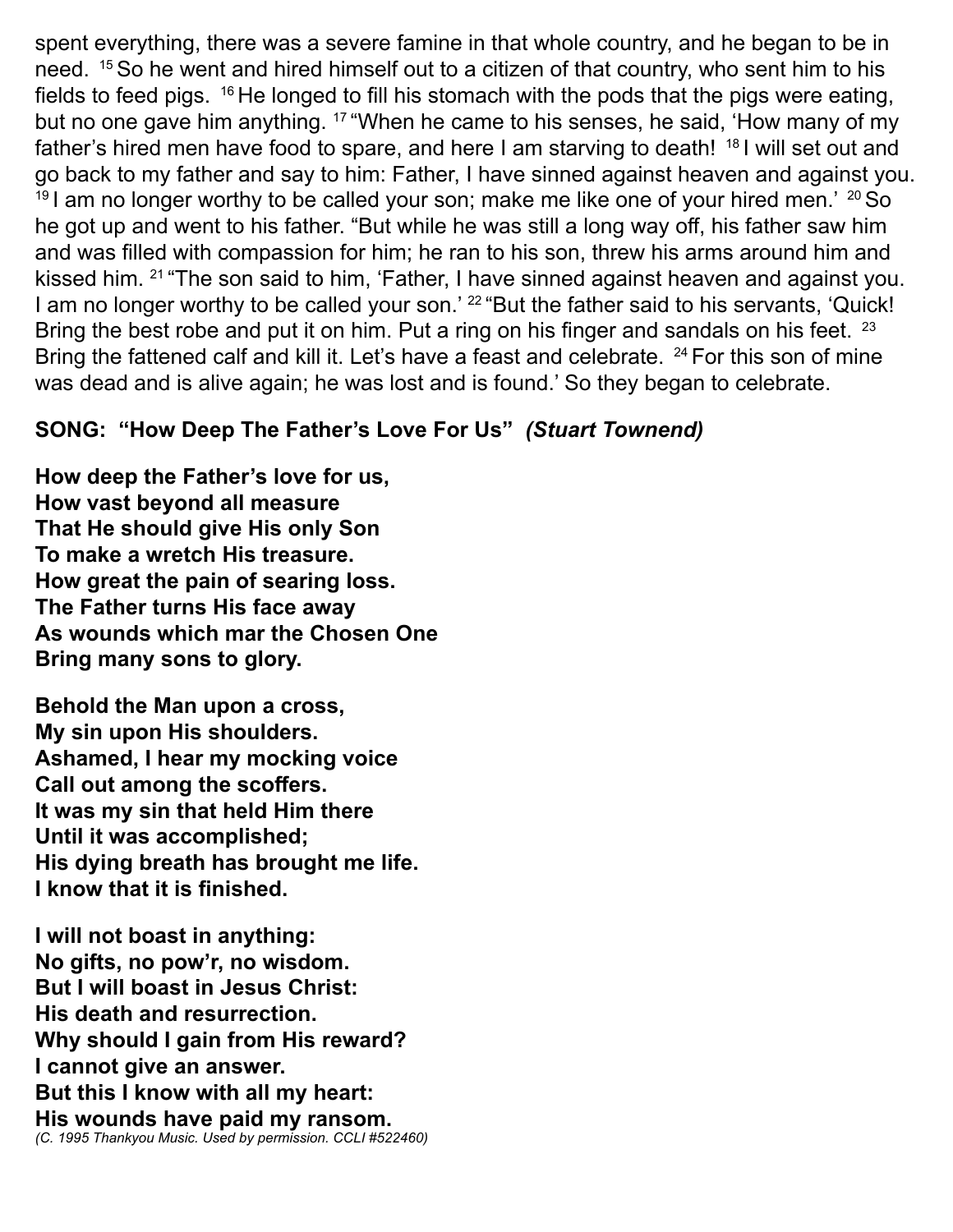spent everything, there was a severe famine in that whole country, and he began to be in need. [15] So he went and hired himself out to a citizen of that country, who sent him to his fields to feed pigs. [16] He longed to fill his stomach with the pods that the pigs were eating, but no one gave him anything. [17] "When he came to his senses, he said, 'How many of my father's hired men have food to spare, and here I am starving to death! [18] I will set out and go back to my father and say to him: Father, I have sinned against heaven and against you. [19] I am no longer worthy to be called your son; make me like one of your hired men.' [20] So he got up and went to his father. "But while he was still a long way off, his father saw him and was filled with compassion for him; he ran to his son, threw his arms around him and kissed him. [21] "The son said to him, 'Father, I have sinned against heaven and against you. I am no longer worthy to be called your son.' [22] "But the father said to his servants, 'Quick! Bring the best robe and put it on him. Put a ring on his finger and sandals on his feet. [23] Bring the fattened calf and kill it. Let's have a feast and celebrate. [24] For this son of mine was dead and is alive again; he was lost and is found.' So they began to celebrate.

**SONG: "How Deep The Father's Love For Us"** ***(Stuart Townend)***

**How deep the Father's love for us,**
**How vast beyond all measure**
**That He should give His only Son**
**To make a wretch His treasure.**
**How great the pain of searing loss.**
**The Father turns His face away**
**As wounds which mar the Chosen One**
**Bring many sons to glory.**

**Behold the Man upon a cross,**
**My sin upon His shoulders.**
**Ashamed, I hear my mocking voice**
**Call out among the scoffers.**
**It was my sin that held Him there**
**Until it was accomplished;**
**His dying breath has brought me life.**
**I know that it is finished.**

**I will not boast in anything:**
**No gifts, no pow'r, no wisdom.**
**But I will boast in Jesus Christ:**
**His death and resurrection.**
**Why should I gain from His reward?**
**I cannot give an answer.**
**But this I know with all my heart:**
**His wounds have paid my ransom.**
*(C. 1995 Thankyou Music. Used by permission. CCLI #522460)*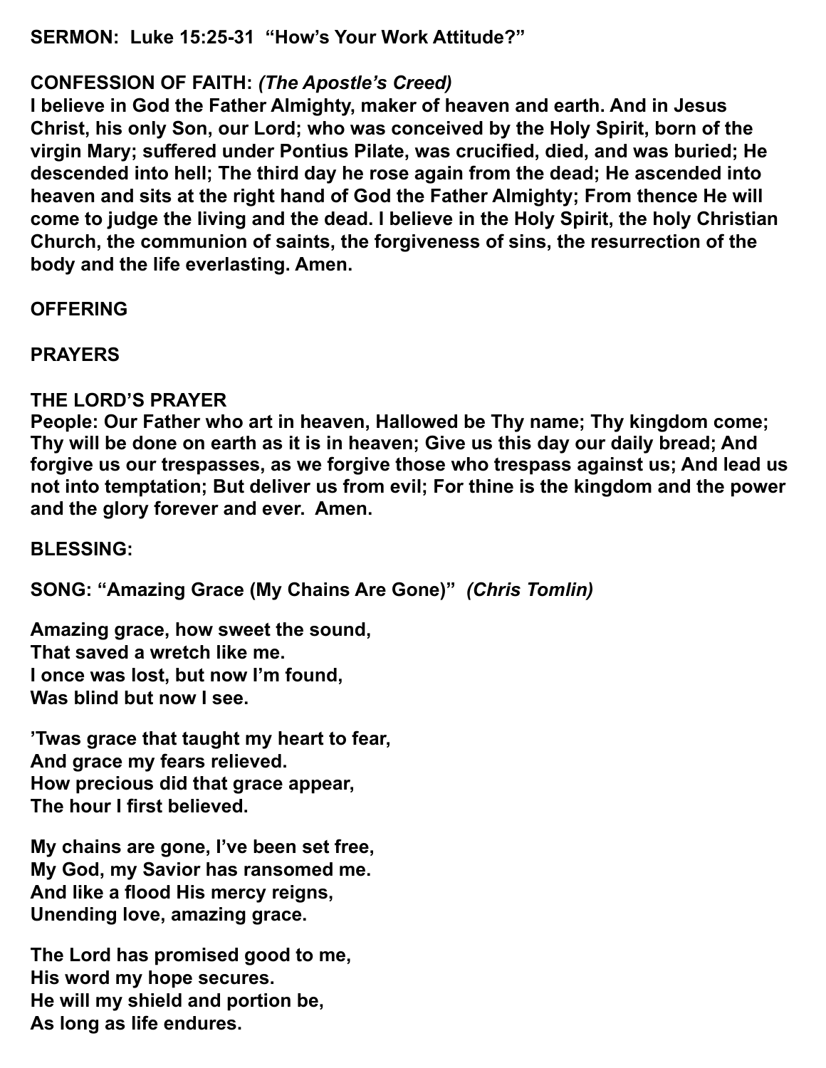**SERMON: Luke 15:25-31 "How's Your Work Attitude?"**

**CONFESSION OF FAITH:** ***(The Apostle's Creed)***
**I believe in God the Father Almighty, maker of heaven and earth. And in Jesus Christ, his only Son, our Lord; who was conceived by the Holy Spirit, born of the virgin Mary; suffered under Pontius Pilate, was crucified, died, and was buried; He descended into hell; The third day he rose again from the dead; He ascended into heaven and sits at the right hand of God the Father Almighty; From thence He will come to judge the living and the dead. I believe in the Holy Spirit, the holy Christian Church, the communion of saints, the forgiveness of sins, the resurrection of the body and the life everlasting. Amen.**

**OFFERING**

**PRAYERS**

**THE LORD'S PRAYER**
**People: Our Father who art in heaven, Hallowed be Thy name; Thy kingdom come; Thy will be done on earth as it is in heaven; Give us this day our daily bread; And forgive us our trespasses, as we forgive those who trespass against us; And lead us not into temptation; But deliver us from evil; For thine is the kingdom and the power and the glory forever and ever. Amen.**

**BLESSING:**

**SONG: "Amazing Grace (My Chains Are Gone)"** ***(Chris Tomlin)***

**Amazing grace, how sweet the sound,**
**That saved a wretch like me.**
**I once was lost, but now I'm found,**
**Was blind but now I see.**

**'Twas grace that taught my heart to fear,**
**And grace my fears relieved.**
**How precious did that grace appear,**
**The hour I first believed.**

**My chains are gone, I've been set free,**
**My God, my Savior has ransomed me.**
**And like a flood His mercy reigns,**
**Unending love, amazing grace.**

**The Lord has promised good to me,**
**His word my hope secures.**
**He will my shield and portion be,**
**As long as life endures.**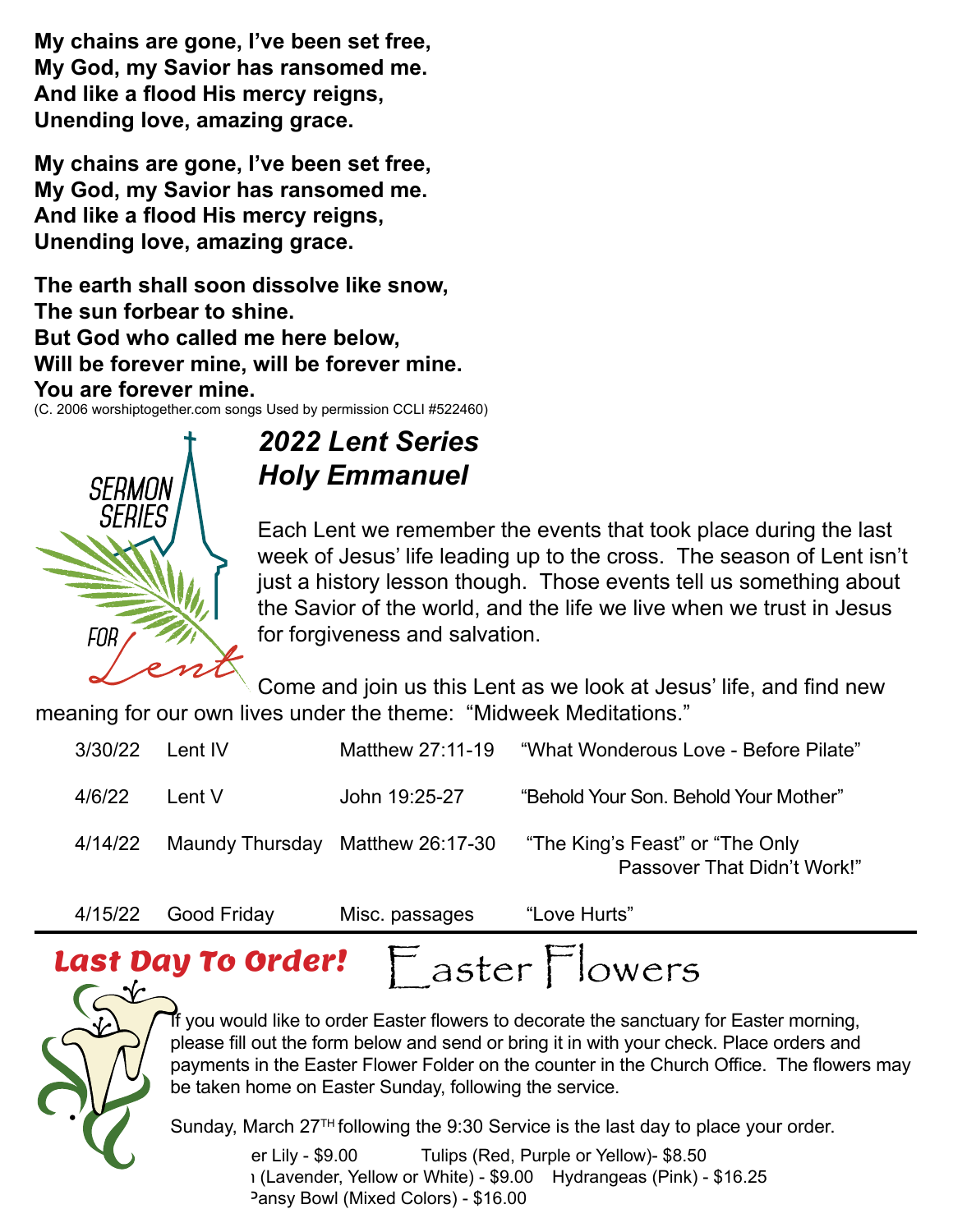**My chains are gone, I've been set free,**
**My God, my Savior has ransomed me.**
**And like a flood His mercy reigns,**
**Unending love, amazing grace.**

**My chains are gone, I've been set free,**
**My God, my Savior has ransomed me.**
**And like a flood His mercy reigns,**
**Unending love, amazing grace.**

**The earth shall soon dissolve like snow,**
**The sun forbear to shine.**
**But God who called me here below,**
**Will be forever mine, will be forever mine.**
**You are forever mine.**

(C. 2006 worshiptogether.com songs Used by permission CCLI #522460)

SERMON SERIES FOR Lent

## *2022 Lent Series*
## *Holy Emmanuel*

Each Lent we remember the events that took place during the last week of Jesus' life leading up to the cross. The season of Lent isn't just a history lesson though. Those events tell us something about the Savior of the world, and the life we live when we trust in Jesus for forgiveness and salvation.

Come and join us this Lent as we look at Jesus' life, and find new meaning for our own lives under the theme: "Midweek Meditations."

| | | | |
|---|---|---|---|
| 3/30/22 | Lent IV | Matthew 27:11-19 | "What Wonderous Love - Before Pilate" |
| 4/6/22 | Lent V | John 19:25-27 | "Behold Your Son. Behold Your Mother" |
| 4/14/22 | Maundy Thursday | Matthew 26:17-30 | "The King's Feast" or "The Only Passover That Didn't Work!" |
| 4/15/22 | Good Friday | Misc. passages | "Love Hurts" |

**Last Day To Order!**

# Easter Flowers

If you would like to order Easter flowers to decorate the sanctuary for Easter morning, please fill out the form below and send or bring it in with your check. Place orders and payments in the Easter Flower Folder on the counter in the Church Office. The flowers may be taken home on Easter Sunday, following the service.

Sunday, March 27TH following the 9:30 Service is the last day to place your order.

er Lily - $9.00 Tulips (Red, Purple or Yellow)- $8.50
ı (Lavender, Yellow or White) - $9.00 Hydrangeas (Pink) - $16.25
Pansy Bowl (Mixed Colors) - $16.00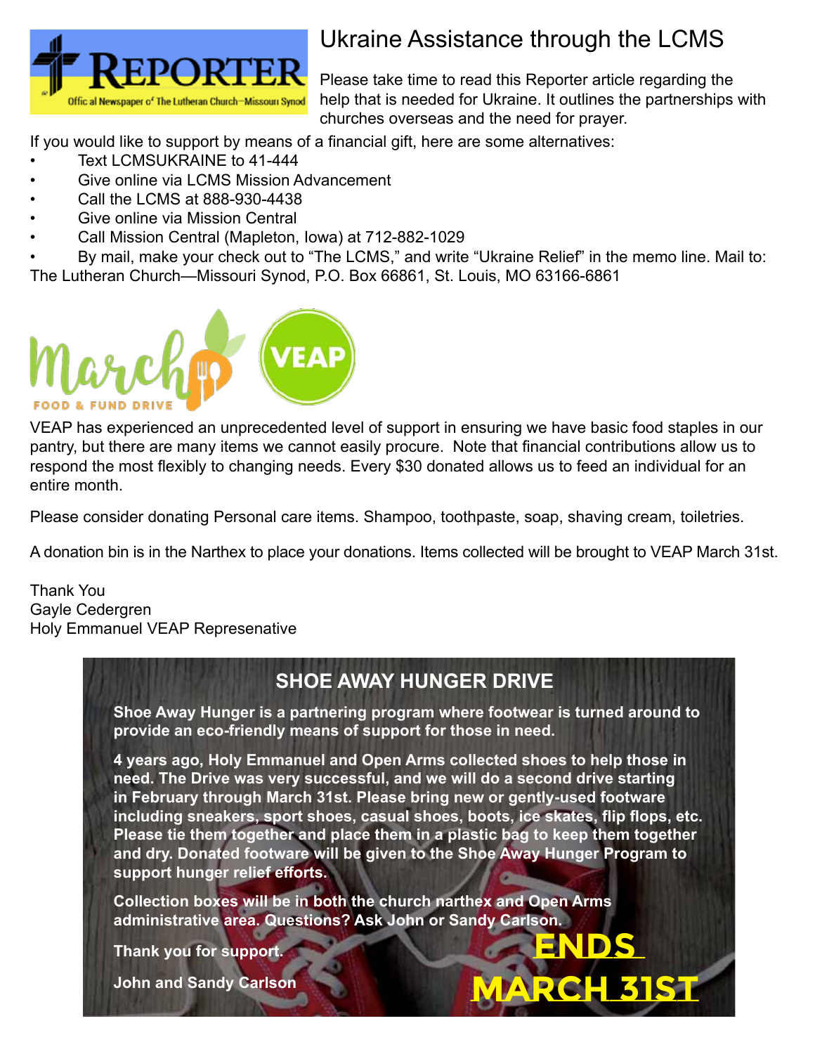## Ukraine Assistance through the LCMS

Please take time to read this Reporter article regarding the help that is needed for Ukraine. It outlines the partnerships with churches overseas and the need for prayer.

If you would like to support by means of a financial gift, here are some alternatives:

- Text LCMSUKRAINE to 41-444
- Give online via LCMS Mission Advancement
- Call the LCMS at 888-930-4438
- Give online via Mission Central
- Call Mission Central (Mapleton, Iowa) at 712-882-1029
- By mail, make your check out to "The LCMS," and write "Ukraine Relief" in the memo line. Mail to: The Lutheran Church—Missouri Synod, P.O. Box 66861, St. Louis, MO 63166-6861

## March Food & Fund Drive — VEAP

VEAP has experienced an unprecedented level of support in ensuring we have basic food staples in our pantry, but there are many items we cannot easily procure. Note that financial contributions allow us to respond the most flexibly to changing needs. Every $30 donated allows us to feed an individual for an entire month.

Please consider donating Personal care items. Shampoo, toothpaste, soap, shaving cream, toiletries.

A donation bin is in the Narthex to place your donations. Items collected will be brought to VEAP March 31st.

Thank You
Gayle Cedergren
Holy Emmanuel VEAP Represenative

## SHOE AWAY HUNGER DRIVE

**Shoe Away Hunger is a partnering program where footwear is turned around to provide an eco-friendly means of support for those in need.**

**4 years ago, Holy Emmanuel and Open Arms collected shoes to help those in need. The Drive was very successful, and we will do a second drive starting in February through March 31st. Please bring new or gently-used footware including sneakers, sport shoes, casual shoes, boots, ice skates, flip flops, etc. Please tie them together and place them in a plastic bag to keep them together and dry. Donated footware will be given to the Shoe Away Hunger Program to support hunger relief efforts.**

**Collection boxes will be in both the church narthex and Open Arms administrative area. Questions? Ask John or Sandy Carlson.**

**Thank you for support.**

**John and Sandy Carlson**

**ENDS MARCH 31ST**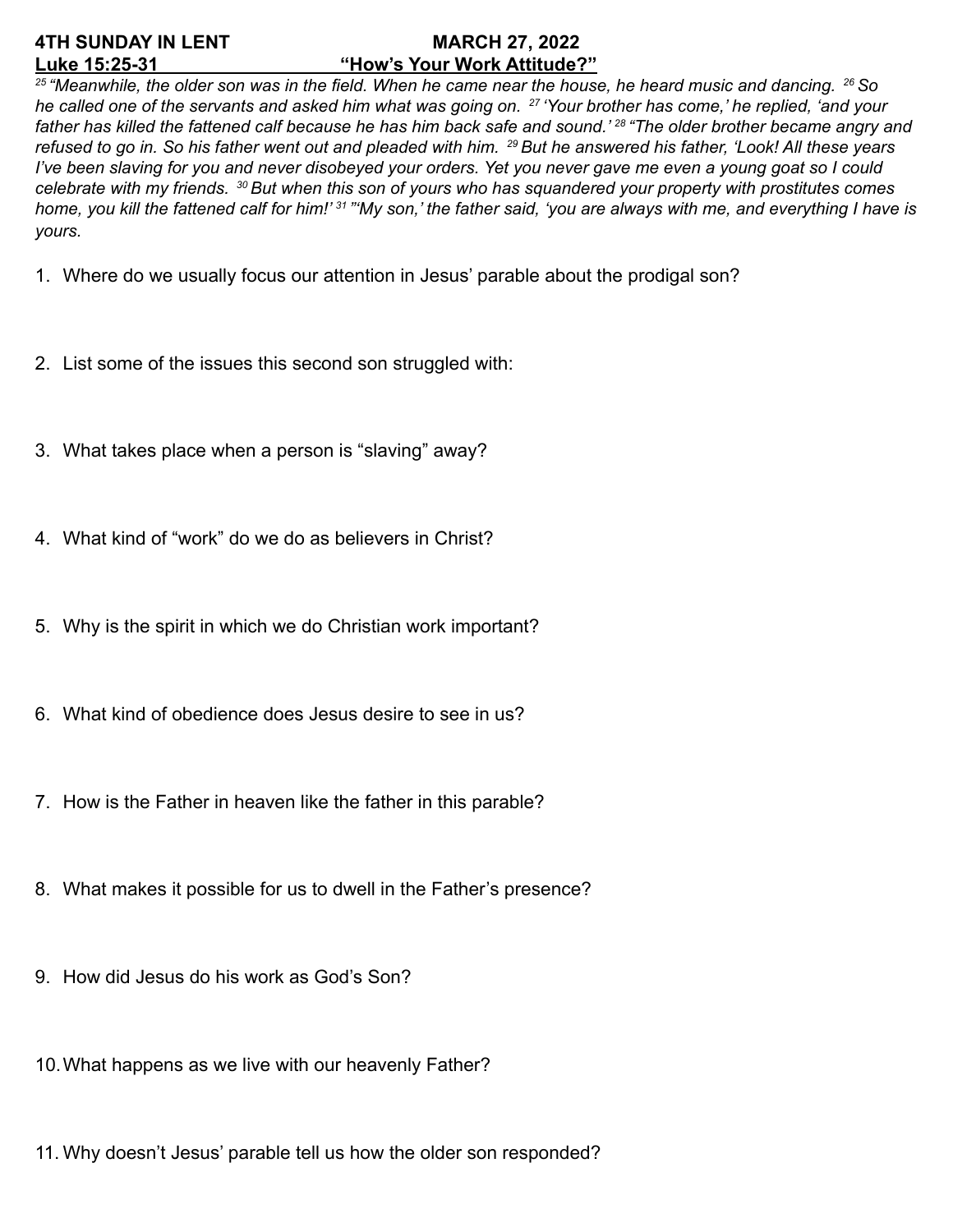**4TH SUNDAY IN LENT** **MARCH 27, 2022**

**Luke 15:25-31** **"How's Your Work Attitude?"**

*[25] "Meanwhile, the older son was in the field. When he came near the house, he heard music and dancing. [26] So he called one of the servants and asked him what was going on. [27] 'Your brother has come,' he replied, 'and your father has killed the fattened calf because he has him back safe and sound.' [28] "The older brother became angry and refused to go in. So his father went out and pleaded with him. [29] But he answered his father, 'Look! All these years I've been slaving for you and never disobeyed your orders. Yet you never gave me even a young goat so I could celebrate with my friends. [30] But when this son of yours who has squandered your property with prostitutes comes home, you kill the fattened calf for him!' [31] "'My son,' the father said, 'you are always with me, and everything I have is yours.*

1. Where do we usually focus our attention in Jesus' parable about the prodigal son?

2. List some of the issues this second son struggled with:

3. What takes place when a person is "slaving" away?

4. What kind of "work" do we do as believers in Christ?

5. Why is the spirit in which we do Christian work important?

6. What kind of obedience does Jesus desire to see in us?

7. How is the Father in heaven like the father in this parable?

8. What makes it possible for us to dwell in the Father's presence?

9. How did Jesus do his work as God's Son?

10. What happens as we live with our heavenly Father?

11. Why doesn't Jesus' parable tell us how the older son responded?